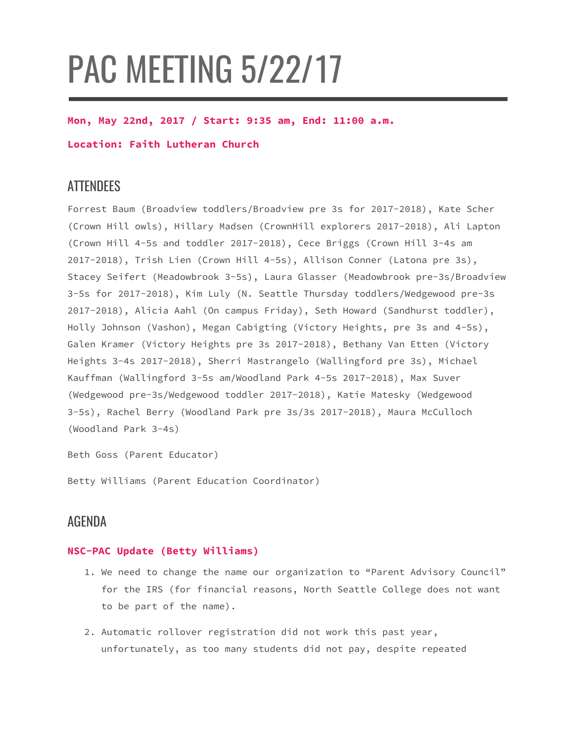# PAC MEETING 5/22/17

**Mon, May 22nd, 2017 / Start: 9:35 am, End: 11:00 a.m.**

**Location: Faith Lutheran Church**

## ATTENDEES

Forrest Baum (Broadview toddlers/Broadview pre 3s for 2017-2018), Kate Scher (Crown Hill owls), Hillary Madsen (CrownHill explorers 2017-2018), Ali Lapton (Crown Hill 4-5s and toddler 2017-2018), Cece Briggs (Crown Hill 3-4s am 2017-2018), Trish Lien (Crown Hill 4-5s), Allison Conner (Latona pre 3s), Stacey Seifert (Meadowbrook 3-5s), Laura Glasser (Meadowbrook pre-3s/Broadview 3-5s for 2017-2018), Kim Luly (N. Seattle Thursday toddlers/Wedgewood pre-3s 2017-2018), Alicia Aahl (On campus Friday), Seth Howard (Sandhurst toddler), Holly Johnson (Vashon), Megan Cabigting (Victory Heights, pre 3s and 4-5s), Galen Kramer (Victory Heights pre 3s 2017-2018), Bethany Van Etten (Victory Heights 3-4s 2017-2018), Sherri Mastrangelo (Wallingford pre 3s), Michael Kauffman (Wallingford 3-5s am/Woodland Park 4-5s 2017-2018), Max Suver (Wedgewood pre-3s/Wedgewood toddler 2017-2018), Katie Matesky (Wedgewood 3-5s), Rachel Berry (Woodland Park pre 3s/3s 2017-2018), Maura McCulloch (Woodland Park 3-4s)

Beth Goss (Parent Educator)

Betty Williams (Parent Education Coordinator)

## AGENDA

### NSC-PAC Update (Betty Williams)

1. We need to change the name our organization to "Parent Advisory Council" for the IRS (for financial reasons, North Seattle College does not want to be part of the name).
2. Automatic rollover registration did not work this past year, unfortunately, as too many students did not pay, despite repeated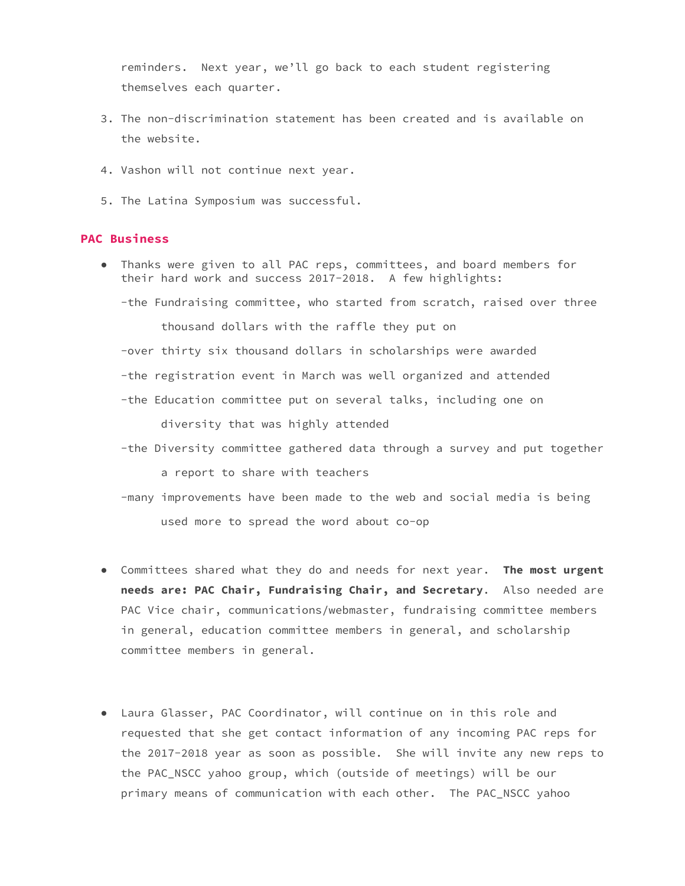reminders. Next year, we'll go back to each student registering themselves each quarter.

3. The non-discrimination statement has been created and is available on the website.

4. Vashon will not continue next year.

5. The Latina Symposium was successful.

## PAC Business

- Thanks were given to all PAC reps, committees, and board members for their hard work and success 2017-2018. A few highlights:

  -the Fundraising committee, who started from scratch, raised over three thousand dollars with the raffle they put on

  -over thirty six thousand dollars in scholarships were awarded

  -the registration event in March was well organized and attended

  -the Education committee put on several talks, including one on diversity that was highly attended

  -the Diversity committee gathered data through a survey and put together a report to share with teachers

  -many improvements have been made to the web and social media is being used more to spread the word about co-op

- Committees shared what they do and needs for next year. **The most urgent needs are: PAC Chair, Fundraising Chair, and Secretary**. Also needed are PAC Vice chair, communications/webmaster, fundraising committee members in general, education committee members in general, and scholarship committee members in general.

- Laura Glasser, PAC Coordinator, will continue on in this role and requested that she get contact information of any incoming PAC reps for the 2017-2018 year as soon as possible. She will invite any new reps to the PAC_NSCC yahoo group, which (outside of meetings) will be our primary means of communication with each other. The PAC_NSCC yahoo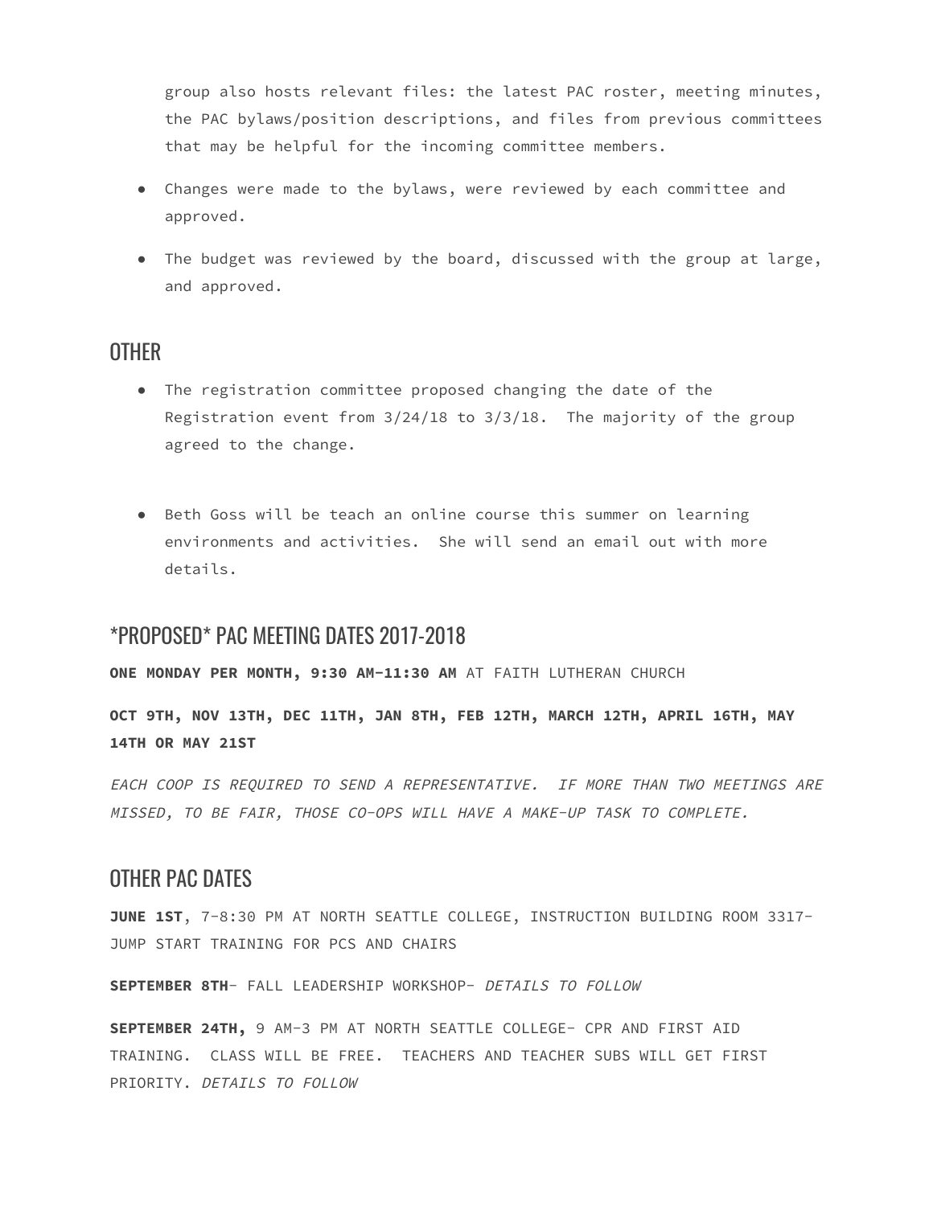group also hosts relevant files: the latest PAC roster, meeting minutes, the PAC bylaws/position descriptions, and files from previous committees that may be helpful for the incoming committee members.

- Changes were made to the bylaws, were reviewed by each committee and approved.
- The budget was reviewed by the board, discussed with the group at large, and approved.

## OTHER

- The registration committee proposed changing the date of the Registration event from 3/24/18 to 3/3/18. The majority of the group agreed to the change.

- Beth Goss will be teach an online course this summer on learning environments and activities. She will send an email out with more details.

## *PROPOSED* PAC MEETING DATES 2017-2018

**ONE MONDAY PER MONTH, 9:30 AM-11:30 AM** AT FAITH LUTHERAN CHURCH

**OCT 9TH, NOV 13TH, DEC 11TH, JAN 8TH, FEB 12TH, MARCH 12TH, APRIL 16TH, MAY 14TH OR MAY 21ST**

*EACH COOP IS REQUIRED TO SEND A REPRESENTATIVE. IF MORE THAN TWO MEETINGS ARE MISSED, TO BE FAIR, THOSE CO-OPS WILL HAVE A MAKE-UP TASK TO COMPLETE.*

## OTHER PAC DATES

**JUNE 1ST**, 7-8:30 PM AT NORTH SEATTLE COLLEGE, INSTRUCTION BUILDING ROOM 3317- JUMP START TRAINING FOR PCS AND CHAIRS

**SEPTEMBER 8TH**- FALL LEADERSHIP WORKSHOP- *DETAILS TO FOLLOW*

**SEPTEMBER 24TH,** 9 AM-3 PM AT NORTH SEATTLE COLLEGE- CPR AND FIRST AID TRAINING. CLASS WILL BE FREE. TEACHERS AND TEACHER SUBS WILL GET FIRST PRIORITY. *DETAILS TO FOLLOW*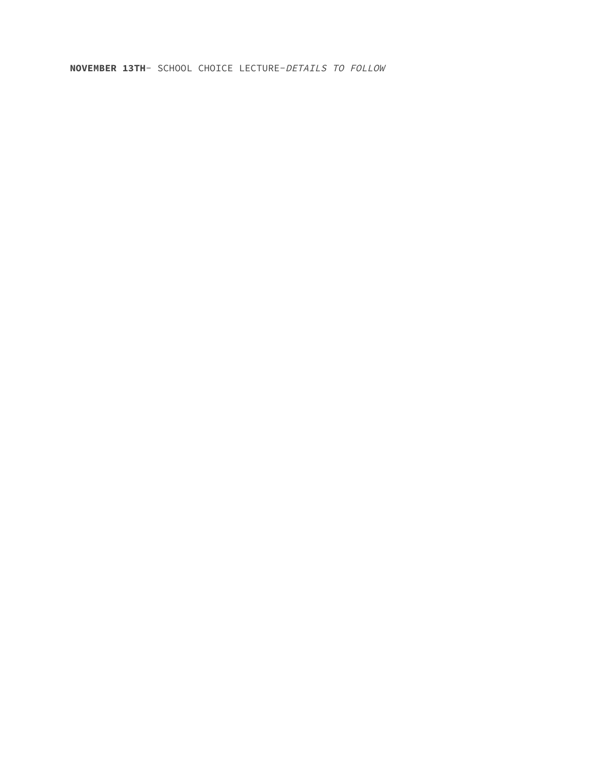**NOVEMBER 13TH**- SCHOOL CHOICE LECTURE-*DETAILS TO FOLLOW*